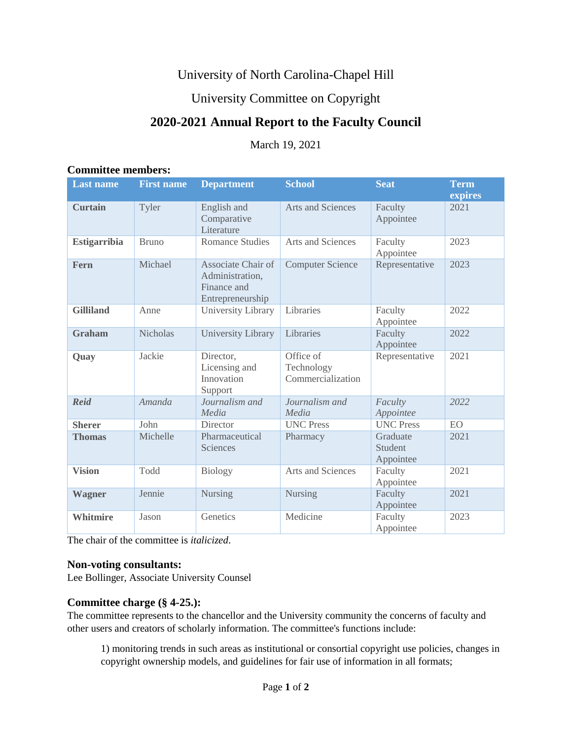University of North Carolina-Chapel Hill

University Committee on Copyright

# 2020-2021 Annual Report to the Faculty Council

March 19, 2021

### Committee members:

| Last name | First name | Department | School | Seat | Term expires |
|---|---|---|---|---|---|
| **Curtain** | Tyler | English and Comparative Literature | Arts and Sciences | Faculty Appointee | 2021 |
| **Estigarribia** | Bruno | Romance Studies | Arts and Sciences | Faculty Appointee | 2023 |
| **Fern** | Michael | Associate Chair of Administration, Finance and Entrepreneurship | Computer Science | Representative | 2023 |
| **Gilliland** | Anne | University Library | Libraries | Faculty Appointee | 2022 |
| **Graham** | Nicholas | University Library | Libraries | Faculty Appointee | 2022 |
| **Quay** | Jackie | Director, Licensing and Innovation Support | Office of Technology Commercialization | Representative | 2021 |
| ***Reid*** | *Amanda* | *Journalism and Media* | *Journalism and Media* | *Faculty Appointee* | *2022* |
| **Sherer** | John | Director | UNC Press | UNC Press | EO |
| **Thomas** | Michelle | Pharmaceutical Sciences | Pharmacy | Graduate Student Appointee | 2021 |
| **Vision** | Todd | Biology | Arts and Sciences | Faculty Appointee | 2021 |
| **Wagner** | Jennie | Nursing | Nursing | Faculty Appointee | 2021 |
| **Whitmire** | Jason | Genetics | Medicine | Faculty Appointee | 2023 |

The chair of the committee is *italicized*.

### Non-voting consultants:

Lee Bollinger, Associate University Counsel

### Committee charge (§ 4-25.):

The committee represents to the chancellor and the University community the concerns of faculty and other users and creators of scholarly information. The committee's functions include:

> 1) monitoring trends in such areas as institutional or consortial copyright use policies, changes in copyright ownership models, and guidelines for fair use of information in all formats;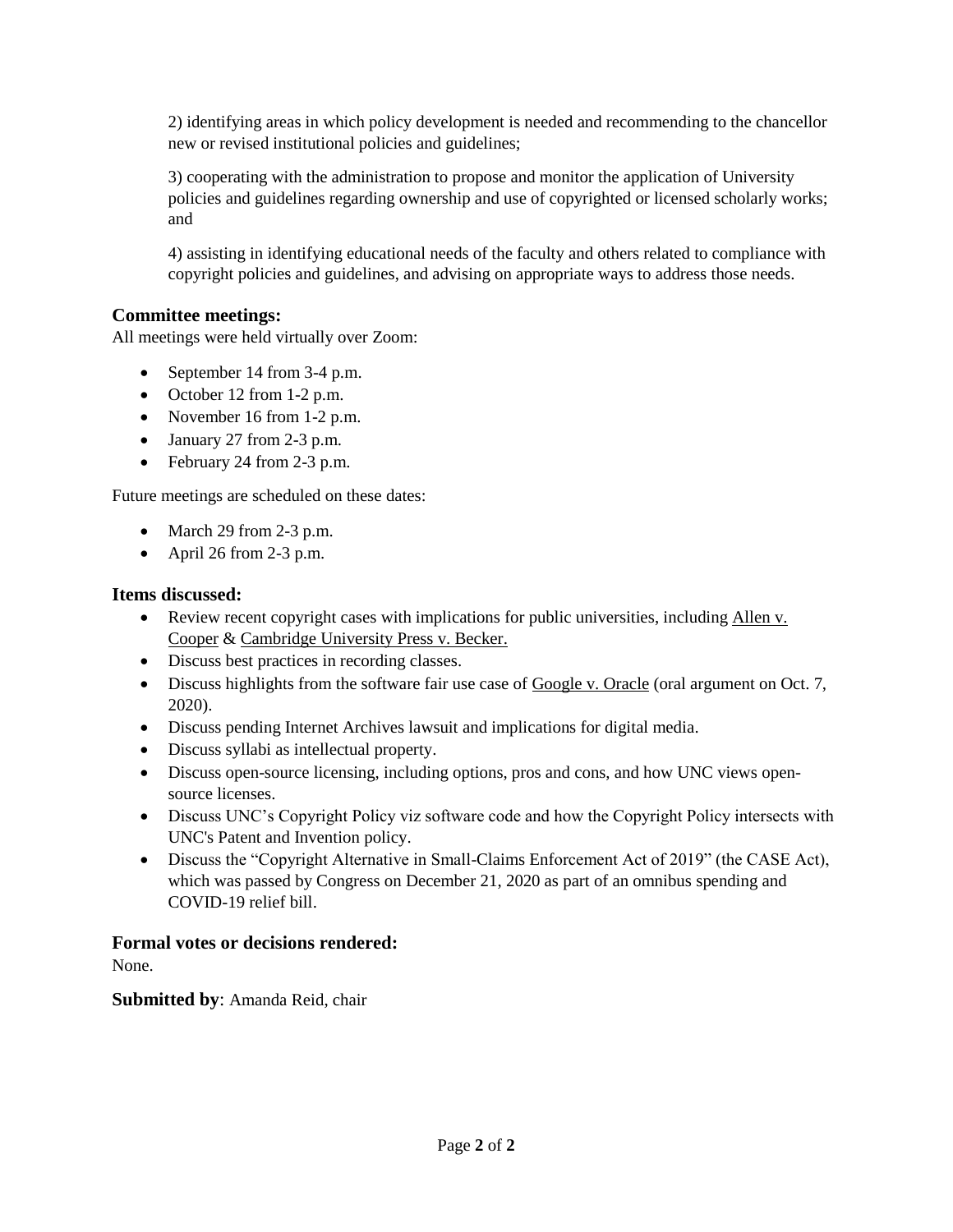2) identifying areas in which policy development is needed and recommending to the chancellor new or revised institutional policies and guidelines;

3) cooperating with the administration to propose and monitor the application of University policies and guidelines regarding ownership and use of copyrighted or licensed scholarly works; and

4) assisting in identifying educational needs of the faculty and others related to compliance with copyright policies and guidelines, and advising on appropriate ways to address those needs.

## Committee meetings:

All meetings were held virtually over Zoom:

- September 14 from 3-4 p.m.
- October 12 from 1-2 p.m.
- November 16 from 1-2 p.m.
- January 27 from 2-3 p.m.
- February 24 from 2-3 p.m.

Future meetings are scheduled on these dates:

- March 29 from 2-3 p.m.
- April 26 from 2-3 p.m.

## Items discussed:

- Review recent copyright cases with implications for public universities, including Allen v. Cooper & Cambridge University Press v. Becker.
- Discuss best practices in recording classes.
- Discuss highlights from the software fair use case of Google v. Oracle (oral argument on Oct. 7, 2020).
- Discuss pending Internet Archives lawsuit and implications for digital media.
- Discuss syllabi as intellectual property.
- Discuss open-source licensing, including options, pros and cons, and how UNC views open-source licenses.
- Discuss UNC's Copyright Policy viz software code and how the Copyright Policy intersects with UNC's Patent and Invention policy.
- Discuss the "Copyright Alternative in Small-Claims Enforcement Act of 2019" (the CASE Act), which was passed by Congress on December 21, 2020 as part of an omnibus spending and COVID-19 relief bill.

## Formal votes or decisions rendered:

None.

**Submitted by**: Amanda Reid, chair